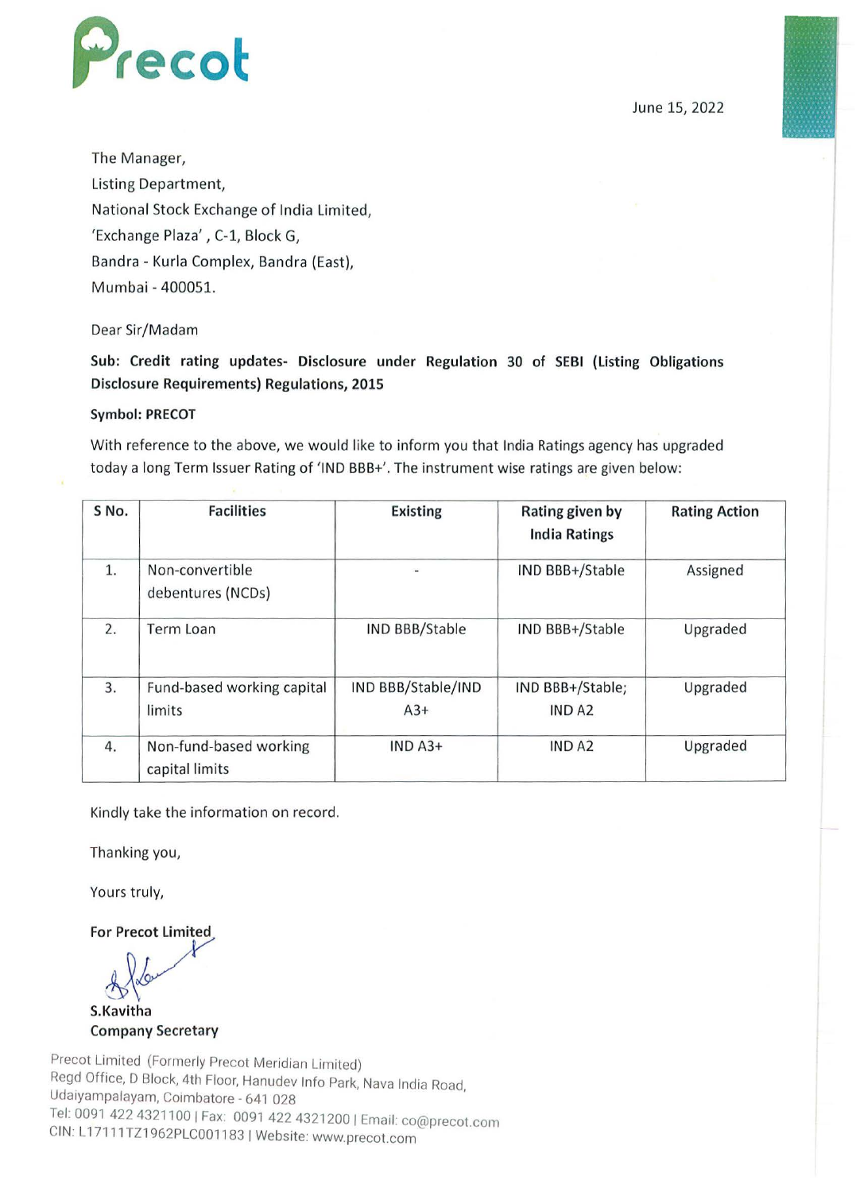Precot

June 15, 2022

The Manager,
Listing Department,
National Stock Exchange of India Limited,
'Exchange Plaza' , C-1, Block G,
Bandra - Kurla Complex, Bandra (East),
Mumbai - 400051.

Dear Sir/Madam

**Sub: Credit rating updates- Disclosure under Regulation 30 of SEBI (Listing Obligations Disclosure Requirements) Regulations, 2015**

**Symbol: PRECOT**

With reference to the above, we would like to inform you that India Ratings agency has upgraded today a long Term Issuer Rating of 'IND BBB+'. The instrument wise ratings are given below:

| S No. | Facilities | Existing | Rating given by India Ratings | Rating Action |
|---|---|---|---|---|
| 1. | Non-convertible debentures (NCDs) | - | IND BBB+/Stable | Assigned |
| 2. | Term Loan | IND BBB/Stable | IND BBB+/Stable | Upgraded |
| 3. | Fund-based working capital limits | IND BBB/Stable/IND A3+ | IND BBB+/Stable; IND A2 | Upgraded |
| 4. | Non-fund-based working capital limits | IND A3+ | IND A2 | Upgraded |

Kindly take the information on record.

Thanking you,

Yours truly,

**For Precot Limited**

**S.Kavitha**
**Company Secretary**

Precot Limited (Formerly Precot Meridian Limited)
Regd Office, D Block, 4th Floor, Hanudev Info Park, Nava India Road,
Udaiyampalayam, Coimbatore - 641 028
Tel: 0091 422 4321100 | Fax: 0091 422 4321200 | Email: co@precot.com
CIN: L17111TZ1962PLC001183 | Website: www.precot.com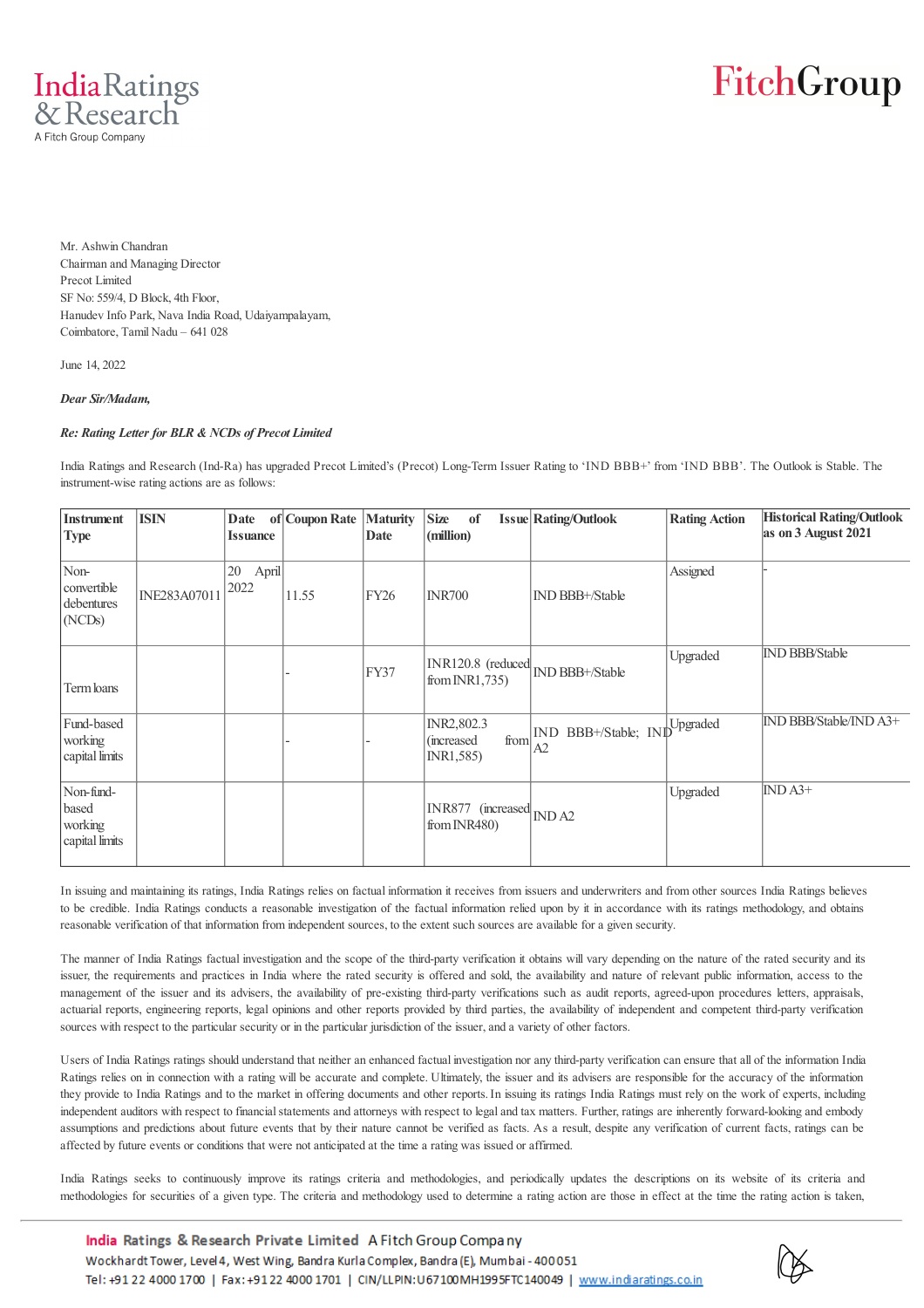Mr. Ashwin Chandran
Chairman and Managing Director
Precot Limited
SF No: 559/4, D Block, 4th Floor,
Hanudev Info Park, Nava India Road, Udaiyampalayam,
Coimbatore, Tamil Nadu – 641 028

June 14, 2022

***Dear Sir/Madam,***

***Re: Rating Letter for BLR & NCDs of Precot Limited***

India Ratings and Research (Ind-Ra) has upgraded Precot Limited's (Precot) Long-Term Issuer Rating to 'IND BBB+' from 'IND BBB'. The Outlook is Stable. The instrument-wise rating actions are as follows:

| Instrument Type | ISIN | Date of Issuance | Coupon Rate | Maturity Date | Size of Issue (million) | Rating/Outlook | Rating Action | Historical Rating/Outlook as on 3 August 2021 |
|---|---|---|---|---|---|---|---|---|
| Non-convertible debentures (NCDs) | INE283A07011 | 20 April 2022 | 11.55 | FY26 | INR700 | IND BBB+/Stable | Assigned | - |
| Term loans | | | - | FY37 | INR120.8 (reduced from INR1,735) | IND BBB+/Stable | Upgraded | IND BBB/Stable |
| Fund-based working capital limits | | | - | - | INR2,802.3 (increased from INR1,585) | IND BBB+/Stable; IND A2 | Upgraded | IND BBB/Stable/IND A3+ |
| Non-fund-based working capital limits | | | | | INR877 (increased from INR480) | IND A2 | Upgraded | IND A3+ |

In issuing and maintaining its ratings, India Ratings relies on factual information it receives from issuers and underwriters and from other sources India Ratings believes to be credible. India Ratings conducts a reasonable investigation of the factual information relied upon by it in accordance with its ratings methodology, and obtains reasonable verification of that information from independent sources, to the extent such sources are available for a given security.

The manner of India Ratings factual investigation and the scope of the third-party verification it obtains will vary depending on the nature of the rated security and its issuer, the requirements and practices in India where the rated security is offered and sold, the availability and nature of relevant public information, access to the management of the issuer and its advisers, the availability of pre-existing third-party verifications such as audit reports, agreed-upon procedures letters, appraisals, actuarial reports, engineering reports, legal opinions and other reports provided by third parties, the availability of independent and competent third-party verification sources with respect to the particular security or in the particular jurisdiction of the issuer, and a variety of other factors.

Users of India Ratings ratings should understand that neither an enhanced factual investigation nor any third-party verification can ensure that all of the information India Ratings relies on in connection with a rating will be accurate and complete. Ultimately, the issuer and its advisers are responsible for the accuracy of the information they provide to India Ratings and to the market in offering documents and other reports. In issuing its ratings India Ratings must rely on the work of experts, including independent auditors with respect to financial statements and attorneys with respect to legal and tax matters. Further, ratings are inherently forward-looking and embody assumptions and predictions about future events that by their nature cannot be verified as facts. As a result, despite any verification of current facts, ratings can be affected by future events or conditions that were not anticipated at the time a rating was issued or affirmed.

India Ratings seeks to continuously improve its ratings criteria and methodologies, and periodically updates the descriptions on its website of its criteria and methodologies for securities of a given type. The criteria and methodology used to determine a rating action are those in effect at the time the rating action is taken,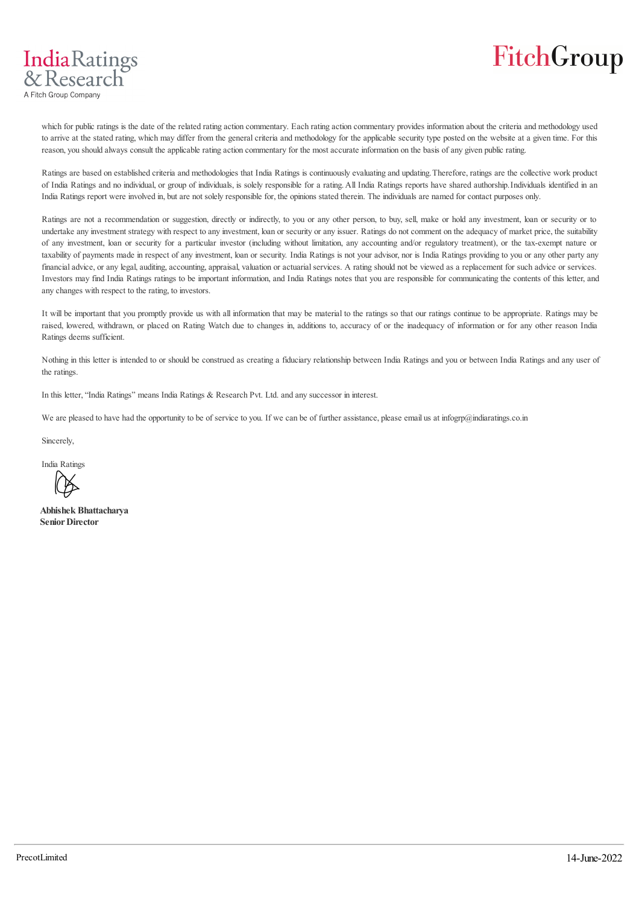which for public ratings is the date of the related rating action commentary. Each rating action commentary provides information about the criteria and methodology used to arrive at the stated rating, which may differ from the general criteria and methodology for the applicable security type posted on the website at a given time. For this reason, you should always consult the applicable rating action commentary for the most accurate information on the basis of any given public rating.

Ratings are based on established criteria and methodologies that India Ratings is continuously evaluating and updating. Therefore, ratings are the collective work product of India Ratings and no individual, or group of individuals, is solely responsible for a rating. All India Ratings reports have shared authorship. Individuals identified in an India Ratings report were involved in, but are not solely responsible for, the opinions stated therein. The individuals are named for contact purposes only.

Ratings are not a recommendation or suggestion, directly or indirectly, to you or any other person, to buy, sell, make or hold any investment, loan or security or to undertake any investment strategy with respect to any investment, loan or security or any issuer. Ratings do not comment on the adequacy of market price, the suitability of any investment, loan or security for a particular investor (including without limitation, any accounting and/or regulatory treatment), or the tax-exempt nature or taxability of payments made in respect of any investment, loan or security. India Ratings is not your advisor, nor is India Ratings providing to you or any other party any financial advice, or any legal, auditing, accounting, appraisal, valuation or actuarial services. A rating should not be viewed as a replacement for such advice or services. Investors may find India Ratings ratings to be important information, and India Ratings notes that you are responsible for communicating the contents of this letter, and any changes with respect to the rating, to investors.

It will be important that you promptly provide us with all information that may be material to the ratings so that our ratings continue to be appropriate. Ratings may be raised, lowered, withdrawn, or placed on Rating Watch due to changes in, additions to, accuracy of or the inadequacy of information or for any other reason India Ratings deems sufficient.

Nothing in this letter is intended to or should be construed as creating a fiduciary relationship between India Ratings and you or between India Ratings and any user of the ratings.

In this letter, "India Ratings" means India Ratings & Research Pvt. Ltd. and any successor in interest.

We are pleased to have had the opportunity to be of service to you. If we can be of further assistance, please email us at infogrp@indiaratings.co.in

Sincerely,

India Ratings

**Abhishek Bhattacharya**
**Senior Director**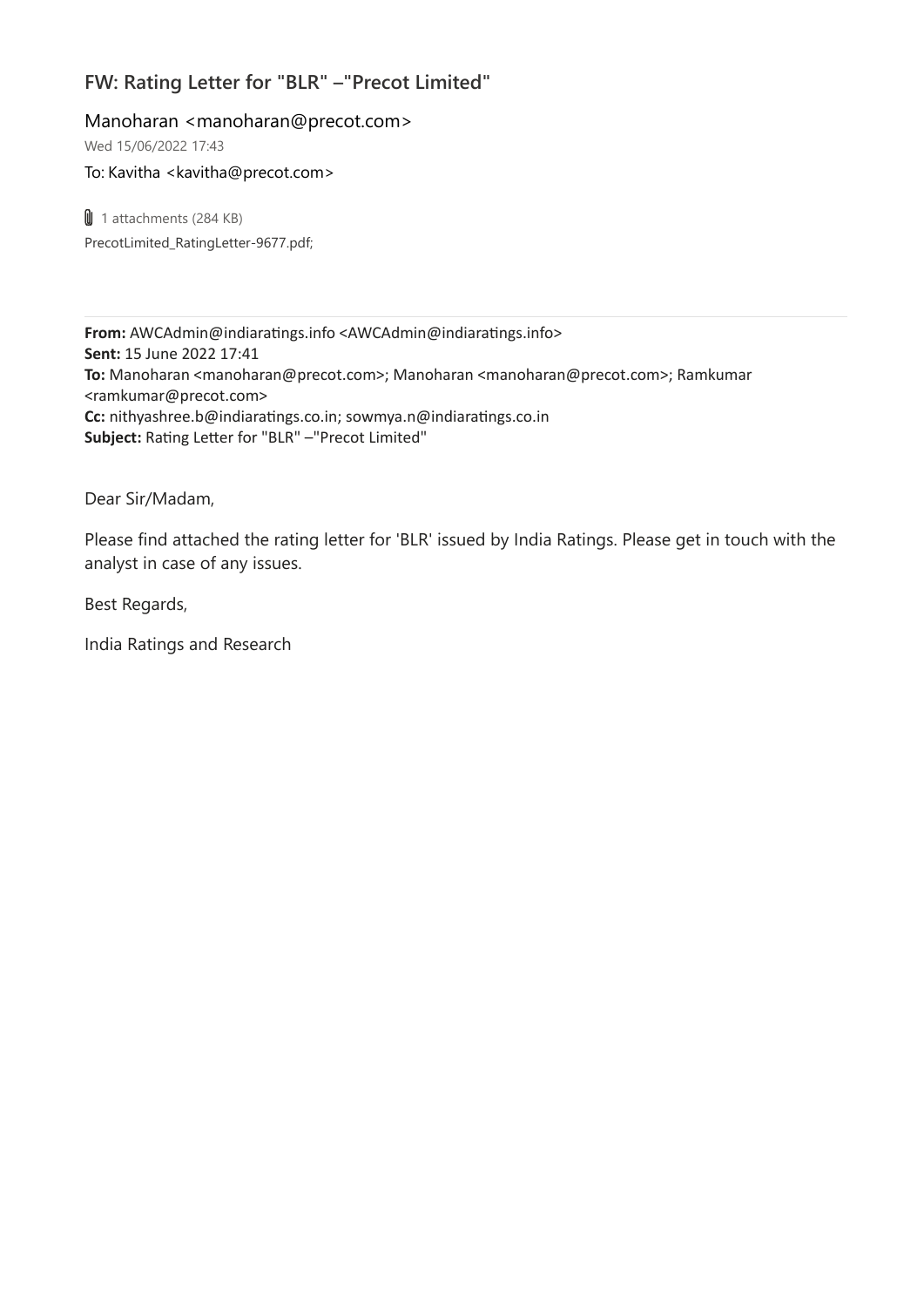## FW: Rating Letter for "BLR" –"Precot Limited"

Manoharan <manoharan@precot.com>

Wed 15/06/2022 17:43

To: Kavitha <kavitha@precot.com>

1 attachments (284 KB)

PrecotLimited_RatingLetter-9677.pdf;

---

**From:** AWCAdmin@indiaratings.info <AWCAdmin@indiaratings.info>
**Sent:** 15 June 2022 17:41
**To:** Manoharan <manoharan@precot.com>; Manoharan <manoharan@precot.com>; Ramkumar <ramkumar@precot.com>
**Cc:** nithyashree.b@indiaratings.co.in; sowmya.n@indiaratings.co.in
**Subject:** Rating Letter for "BLR" –"Precot Limited"

Dear Sir/Madam,

Please find attached the rating letter for 'BLR' issued by India Ratings. Please get in touch with the analyst in case of any issues.

Best Regards,

India Ratings and Research